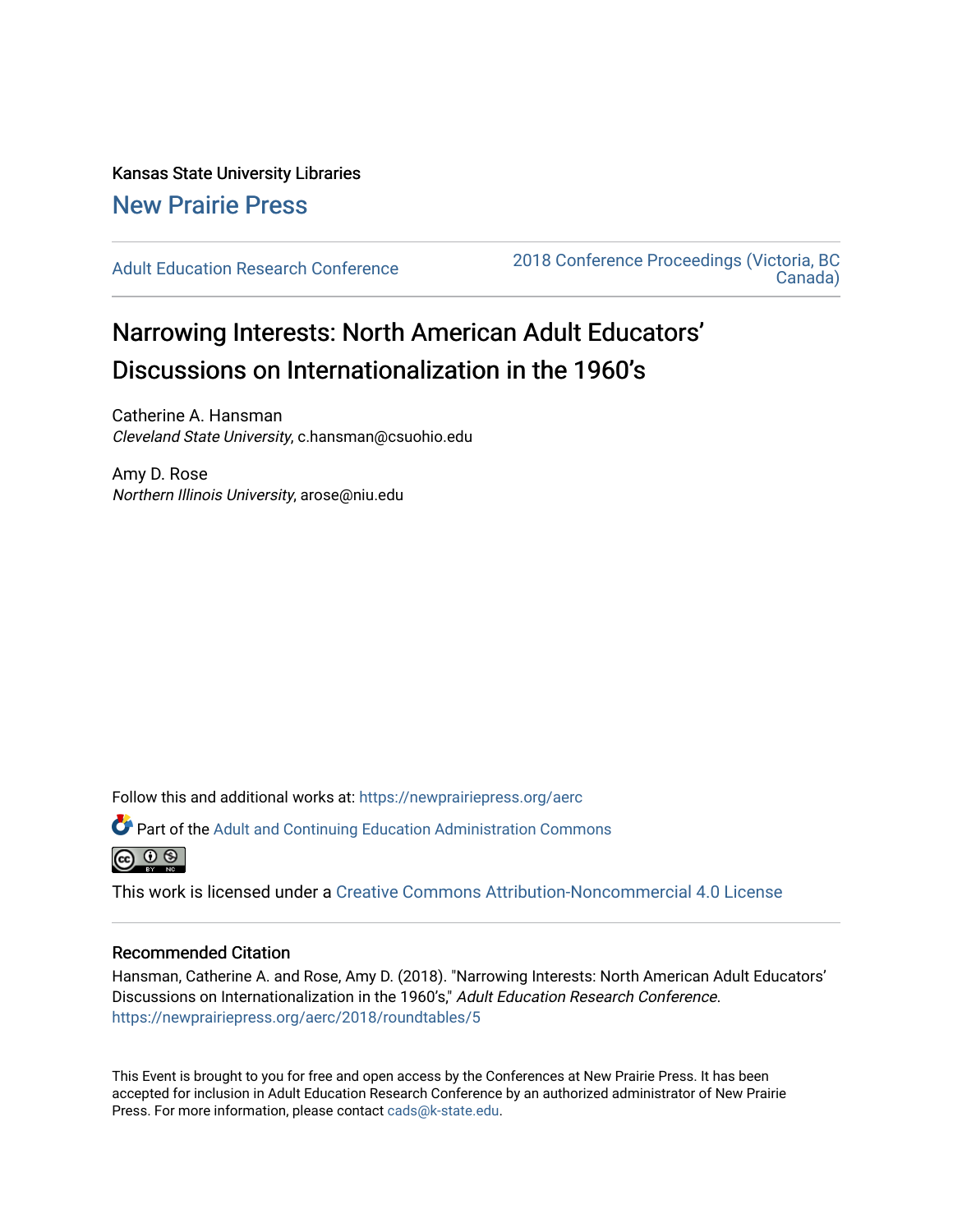Kansas State University Libraries

New Prairie Press

Adult Education Research Conference | 2018 Conference Proceedings (Victoria, BC Canada)

# Narrowing Interests: North American Adult Educators' Discussions on Internationalization in the 1960's

Catherine A. Hansman
*Cleveland State University*, c.hansman@csuohio.edu

Amy D. Rose
*Northern Illinois University*, arose@niu.edu

Follow this and additional works at: https://newprairiepress.org/aerc

Part of the Adult and Continuing Education Administration Commons

This work is licensed under a Creative Commons Attribution-Noncommercial 4.0 License

## Recommended Citation

Hansman, Catherine A. and Rose, Amy D. (2018). "Narrowing Interests: North American Adult Educators' Discussions on Internationalization in the 1960's," *Adult Education Research Conference*. https://newprairiepress.org/aerc/2018/roundtables/5

This Event is brought to you for free and open access by the Conferences at New Prairie Press. It has been accepted for inclusion in Adult Education Research Conference by an authorized administrator of New Prairie Press. For more information, please contact cads@k-state.edu.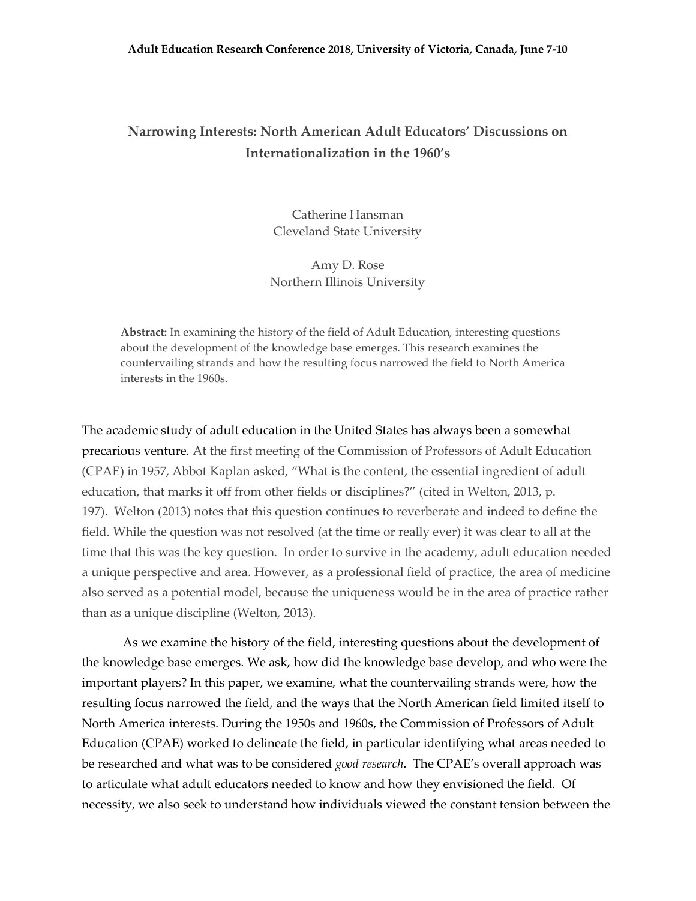# Narrowing Interests: North American Adult Educators' Discussions on Internationalization in the 1960's

Catherine Hansman
Cleveland State University

Amy D. Rose
Northern Illinois University

**Abstract:** In examining the history of the field of Adult Education, interesting questions about the development of the knowledge base emerges. This research examines the countervailing strands and how the resulting focus narrowed the field to North America interests in the 1960s.

The academic study of adult education in the United States has always been a somewhat precarious venture. At the first meeting of the Commission of Professors of Adult Education (CPAE) in 1957, Abbot Kaplan asked, "What is the content, the essential ingredient of adult education, that marks it off from other fields or disciplines?" (cited in Welton, 2013, p. 197). Welton (2013) notes that this question continues to reverberate and indeed to define the field. While the question was not resolved (at the time or really ever) it was clear to all at the time that this was the key question. In order to survive in the academy, adult education needed a unique perspective and area. However, as a professional field of practice, the area of medicine also served as a potential model, because the uniqueness would be in the area of practice rather than as a unique discipline (Welton, 2013).

As we examine the history of the field, interesting questions about the development of the knowledge base emerges. We ask, how did the knowledge base develop, and who were the important players? In this paper, we examine, what the countervailing strands were, how the resulting focus narrowed the field, and the ways that the North American field limited itself to North America interests. During the 1950s and 1960s, the Commission of Professors of Adult Education (CPAE) worked to delineate the field, in particular identifying what areas needed to be researched and what was to be considered *good research*. The CPAE's overall approach was to articulate what adult educators needed to know and how they envisioned the field. Of necessity, we also seek to understand how individuals viewed the constant tension between the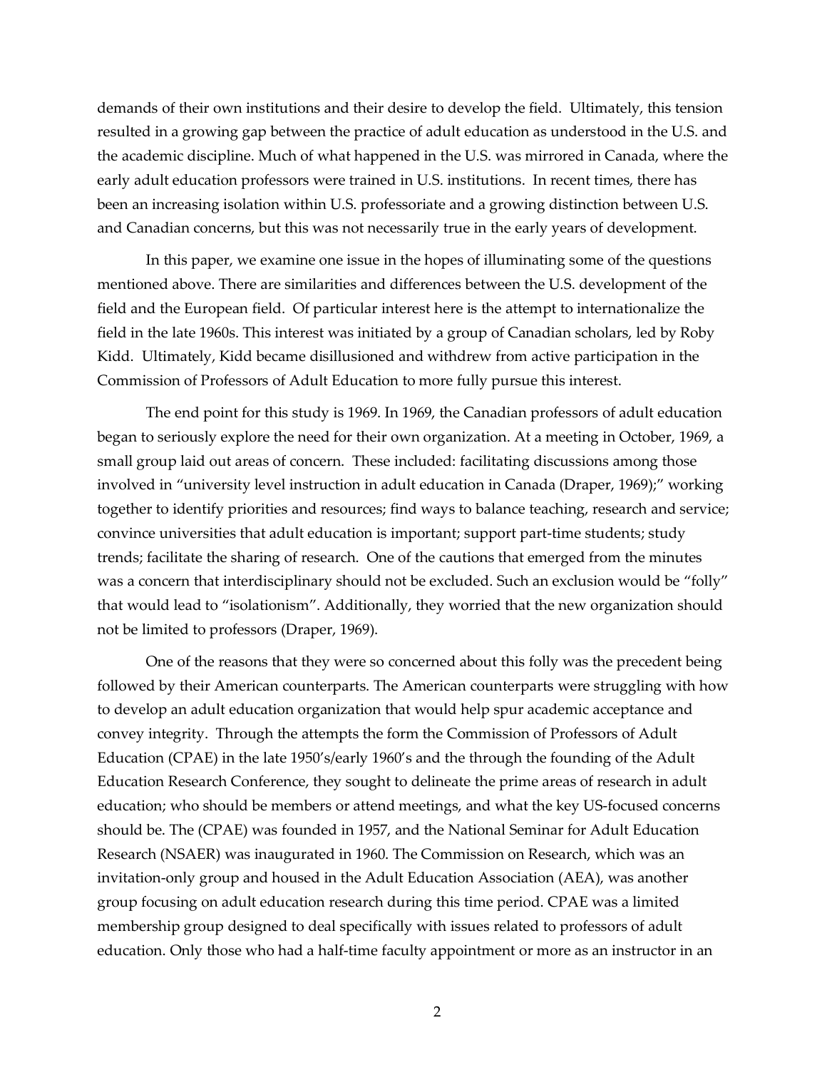demands of their own institutions and their desire to develop the field. Ultimately, this tension resulted in a growing gap between the practice of adult education as understood in the U.S. and the academic discipline. Much of what happened in the U.S. was mirrored in Canada, where the early adult education professors were trained in U.S. institutions. In recent times, there has been an increasing isolation within U.S. professoriate and a growing distinction between U.S. and Canadian concerns, but this was not necessarily true in the early years of development.

In this paper, we examine one issue in the hopes of illuminating some of the questions mentioned above. There are similarities and differences between the U.S. development of the field and the European field. Of particular interest here is the attempt to internationalize the field in the late 1960s. This interest was initiated by a group of Canadian scholars, led by Roby Kidd. Ultimately, Kidd became disillusioned and withdrew from active participation in the Commission of Professors of Adult Education to more fully pursue this interest.

The end point for this study is 1969. In 1969, the Canadian professors of adult education began to seriously explore the need for their own organization. At a meeting in October, 1969, a small group laid out areas of concern. These included: facilitating discussions among those involved in "university level instruction in adult education in Canada (Draper, 1969);" working together to identify priorities and resources; find ways to balance teaching, research and service; convince universities that adult education is important; support part-time students; study trends; facilitate the sharing of research. One of the cautions that emerged from the minutes was a concern that interdisciplinary should not be excluded. Such an exclusion would be "folly" that would lead to "isolationism". Additionally, they worried that the new organization should not be limited to professors (Draper, 1969).

One of the reasons that they were so concerned about this folly was the precedent being followed by their American counterparts. The American counterparts were struggling with how to develop an adult education organization that would help spur academic acceptance and convey integrity. Through the attempts the form the Commission of Professors of Adult Education (CPAE) in the late 1950's/early 1960's and the through the founding of the Adult Education Research Conference, they sought to delineate the prime areas of research in adult education; who should be members or attend meetings, and what the key US-focused concerns should be. The (CPAE) was founded in 1957, and the National Seminar for Adult Education Research (NSAER) was inaugurated in 1960. The Commission on Research, which was an invitation-only group and housed in the Adult Education Association (AEA), was another group focusing on adult education research during this time period. CPAE was a limited membership group designed to deal specifically with issues related to professors of adult education. Only those who had a half-time faculty appointment or more as an instructor in an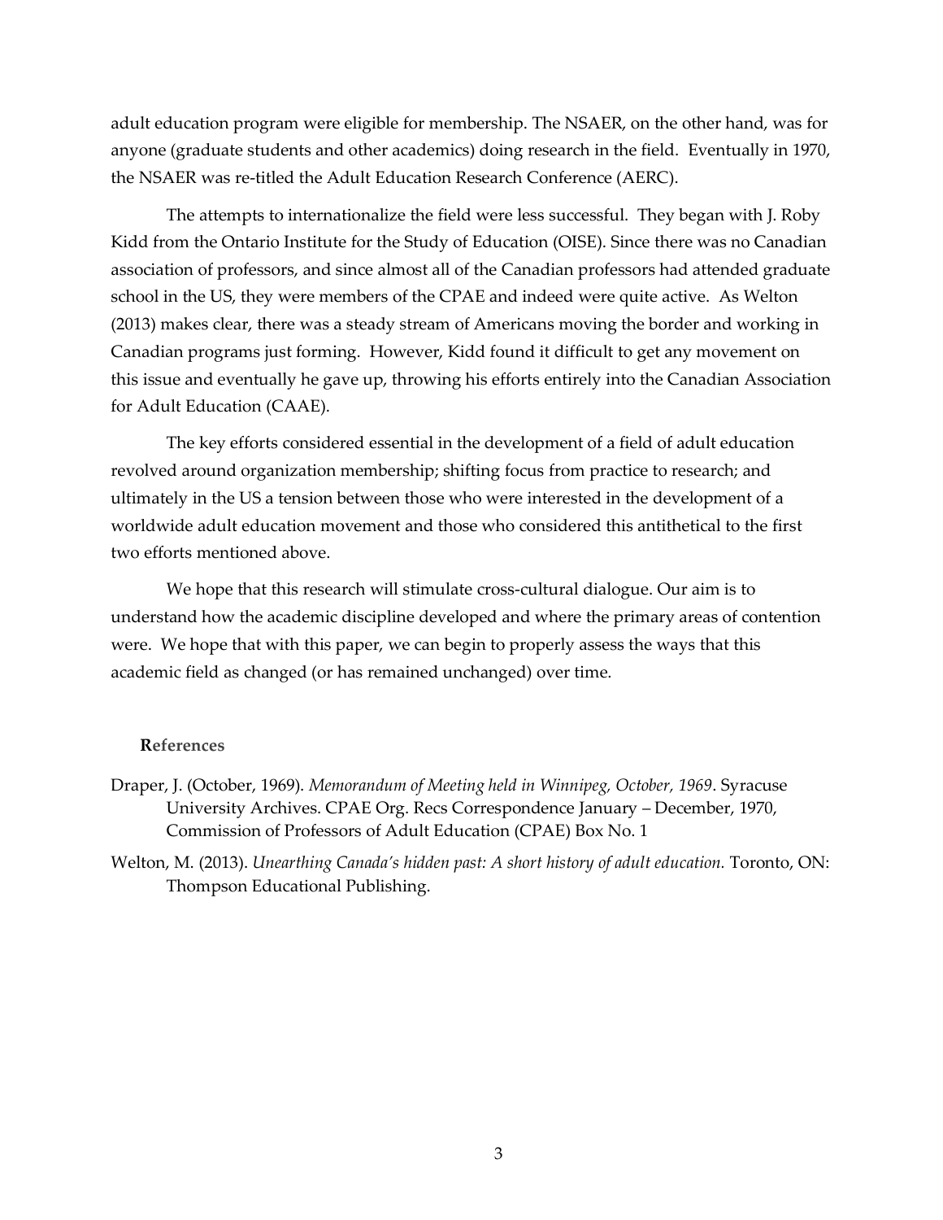adult education program were eligible for membership. The NSAER, on the other hand, was for anyone (graduate students and other academics) doing research in the field. Eventually in 1970, the NSAER was re-titled the Adult Education Research Conference (AERC).

The attempts to internationalize the field were less successful. They began with J. Roby Kidd from the Ontario Institute for the Study of Education (OISE). Since there was no Canadian association of professors, and since almost all of the Canadian professors had attended graduate school in the US, they were members of the CPAE and indeed were quite active. As Welton (2013) makes clear, there was a steady stream of Americans moving the border and working in Canadian programs just forming. However, Kidd found it difficult to get any movement on this issue and eventually he gave up, throwing his efforts entirely into the Canadian Association for Adult Education (CAAE).

The key efforts considered essential in the development of a field of adult education revolved around organization membership; shifting focus from practice to research; and ultimately in the US a tension between those who were interested in the development of a worldwide adult education movement and those who considered this antithetical to the first two efforts mentioned above.

We hope that this research will stimulate cross-cultural dialogue. Our aim is to understand how the academic discipline developed and where the primary areas of contention were. We hope that with this paper, we can begin to properly assess the ways that this academic field as changed (or has remained unchanged) over time.

## References

Draper, J. (October, 1969). *Memorandum of Meeting held in Winnipeg, October, 1969*. Syracuse University Archives. CPAE Org. Recs Correspondence January – December, 1970, Commission of Professors of Adult Education (CPAE) Box No. 1

Welton, M. (2013). *Unearthing Canada's hidden past: A short history of adult education.* Toronto, ON: Thompson Educational Publishing.